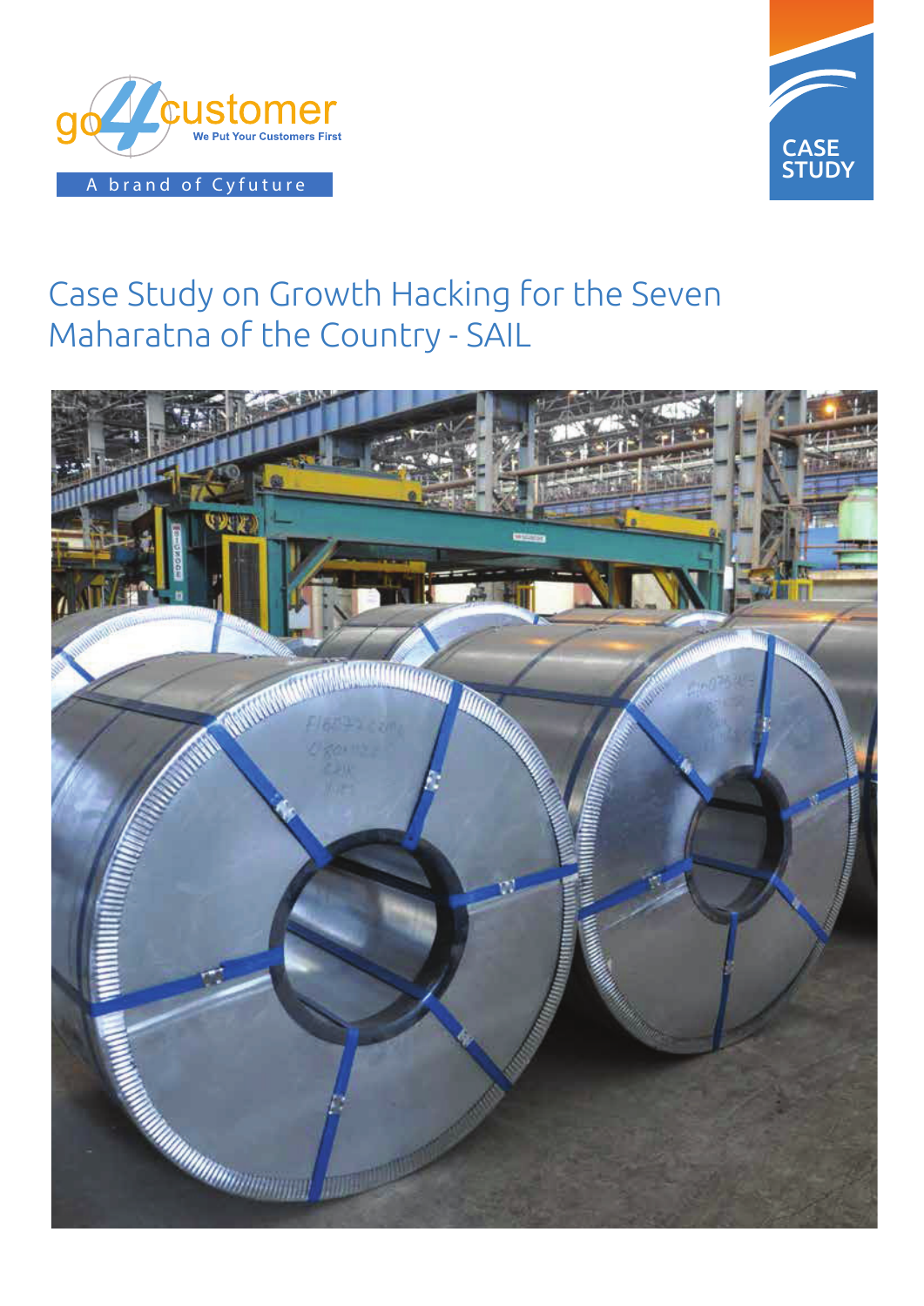go4customer

We Put Your Customers First

A brand of Cyfuture

CASE STUDY

# Case Study on Growth Hacking for the Seven Maharatna of the Country - SAIL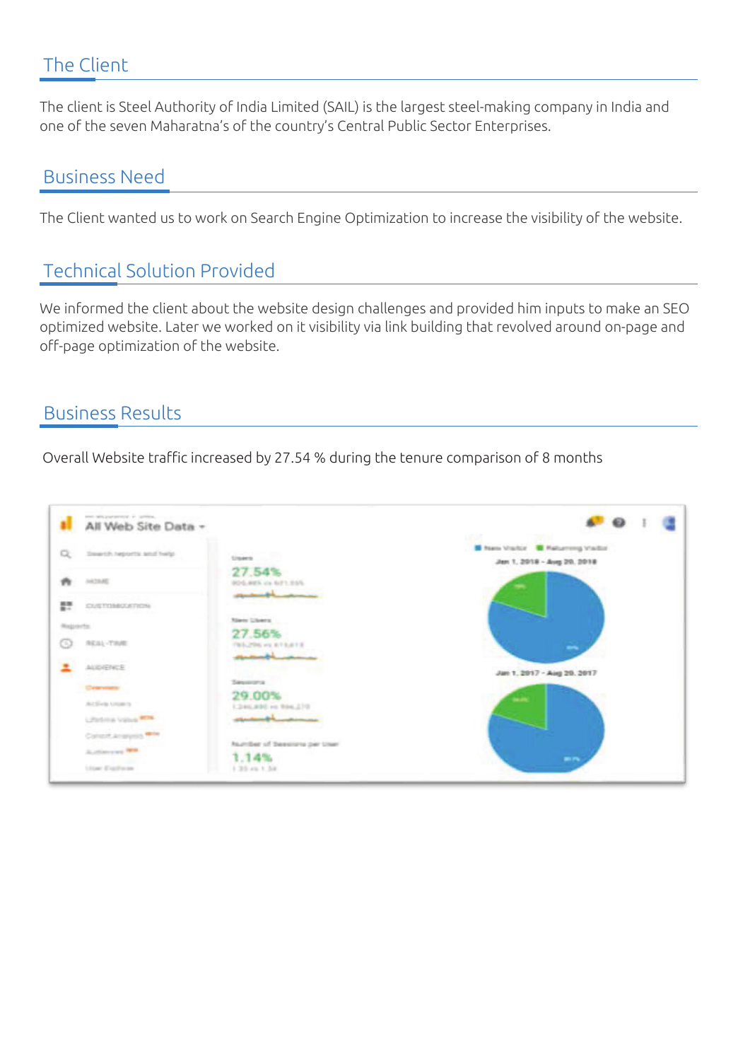## The Client

The client is Steel Authority of India Limited (SAIL) is the largest steel-making company in India and one of the seven Maharatna's of the country's Central Public Sector Enterprises.

## Business Need

The Client wanted us to work on Search Engine Optimization to increase the visibility of the website.

## Technical Solution Provided

We informed the client about the website design challenges and provided him inputs to make an SEO optimized website. Later we worked on it visibility via link building that revolved around on-page and off-page optimization of the website.

## Business Results

Overall Website traffic increased by 27.54 % during the tenure comparison of 8 months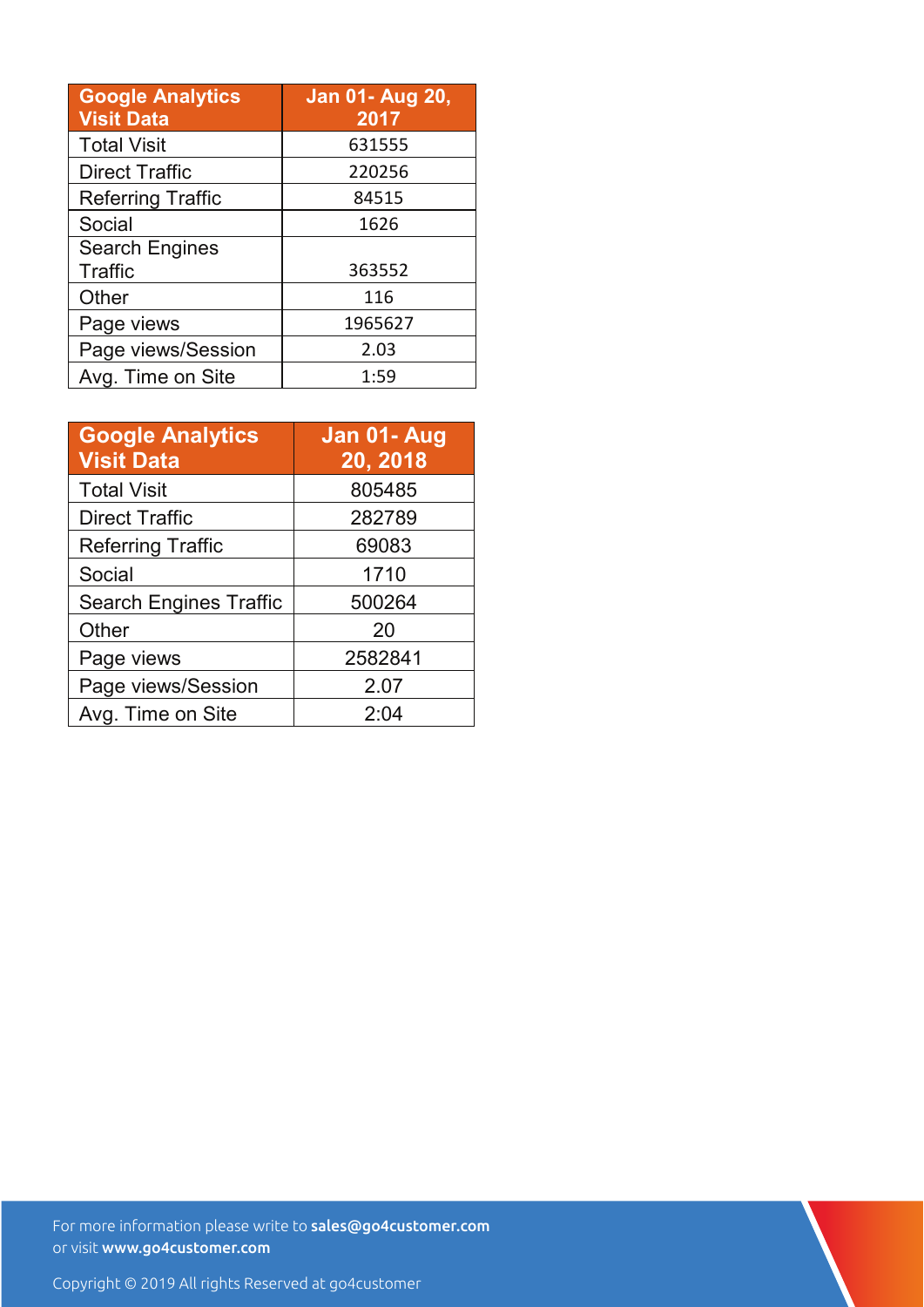| Google Analytics Visit Data | Jan 01- Aug 20, 2017 |
|---|---|
| Total Visit | 631555 |
| Direct Traffic | 220256 |
| Referring Traffic | 84515 |
| Social | 1626 |
| Search Engines Traffic | 363552 |
| Other | 116 |
| Page views | 1965627 |
| Page views/Session | 2.03 |
| Avg. Time on Site | 1:59 |

| Google Analytics Visit Data | Jan 01- Aug 20, 2018 |
|---|---|
| Total Visit | 805485 |
| Direct Traffic | 282789 |
| Referring Traffic | 69083 |
| Social | 1710 |
| Search Engines Traffic | 500264 |
| Other | 20 |
| Page views | 2582841 |
| Page views/Session | 2.07 |
| Avg. Time on Site | 2:04 |

For more information please write to **sales@go4customer.com**
or visit **www.go4customer.com**

Copyright © 2019 All rights Reserved at go4customer